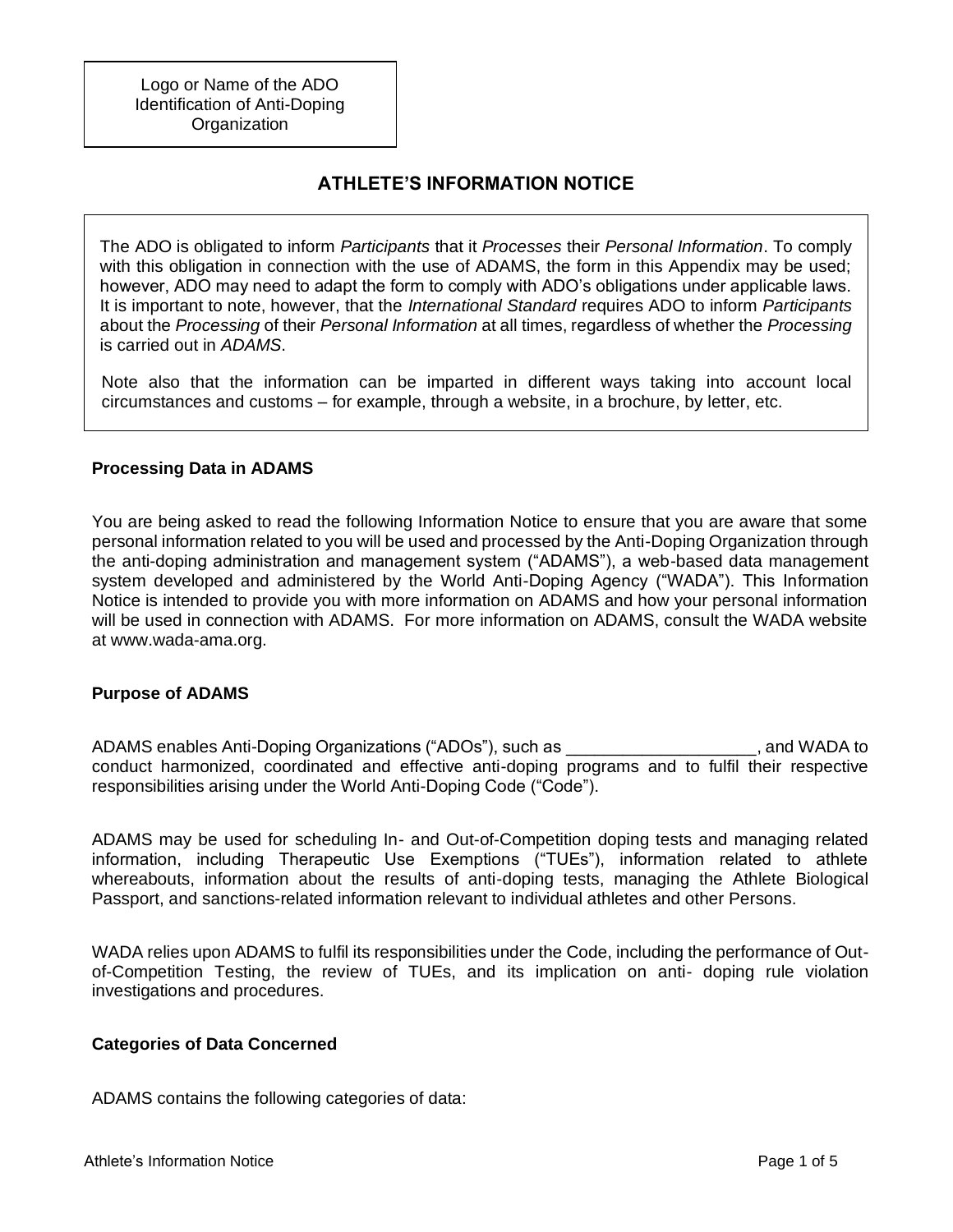Logo or Name of the ADO
Identification of Anti-Doping Organization

# ATHLETE'S INFORMATION NOTICE

> The ADO is obligated to inform *Participants* that it *Processes* their *Personal Information*. To comply with this obligation in connection with the use of ADAMS, the form in this Appendix may be used; however, ADO may need to adapt the form to comply with ADO's obligations under applicable laws. It is important to note, however, that the *International Standard* requires ADO to inform *Participants* about the *Processing* of their *Personal Information* at all times, regardless of whether the *Processing* is carried out in *ADAMS*.
>
> Note also that the information can be imparted in different ways taking into account local circumstances and customs – for example, through a website, in a brochure, by letter, etc.

### Processing Data in ADAMS

You are being asked to read the following Information Notice to ensure that you are aware that some personal information related to you will be used and processed by the Anti-Doping Organization through the anti-doping administration and management system ("ADAMS"), a web-based data management system developed and administered by the World Anti-Doping Agency ("WADA"). This Information Notice is intended to provide you with more information on ADAMS and how your personal information will be used in connection with ADAMS. For more information on ADAMS, consult the WADA website at www.wada-ama.org.

### Purpose of ADAMS

ADAMS enables Anti-Doping Organizations ("ADOs"), such as ___________________, and WADA to conduct harmonized, coordinated and effective anti-doping programs and to fulfil their respective responsibilities arising under the World Anti-Doping Code ("Code").

ADAMS may be used for scheduling In- and Out-of-Competition doping tests and managing related information, including Therapeutic Use Exemptions ("TUEs"), information related to athlete whereabouts, information about the results of anti-doping tests, managing the Athlete Biological Passport, and sanctions-related information relevant to individual athletes and other Persons.

WADA relies upon ADAMS to fulfil its responsibilities under the Code, including the performance of Out-of-Competition Testing, the review of TUEs, and its implication on anti- doping rule violation investigations and procedures.

### Categories of Data Concerned

ADAMS contains the following categories of data: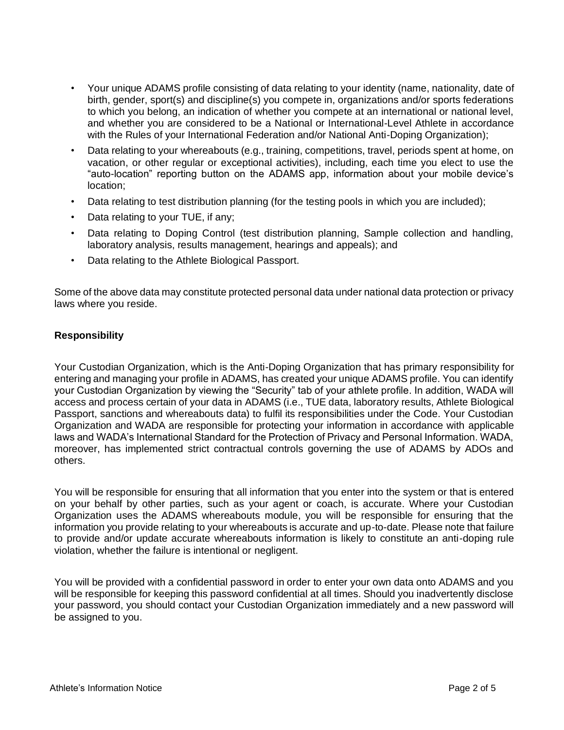- Your unique ADAMS profile consisting of data relating to your identity (name, nationality, date of birth, gender, sport(s) and discipline(s) you compete in, organizations and/or sports federations to which you belong, an indication of whether you compete at an international or national level, and whether you are considered to be a National or International-Level Athlete in accordance with the Rules of your International Federation and/or National Anti-Doping Organization);
- Data relating to your whereabouts (e.g., training, competitions, travel, periods spent at home, on vacation, or other regular or exceptional activities), including, each time you elect to use the "auto-location" reporting button on the ADAMS app, information about your mobile device's location;
- Data relating to test distribution planning (for the testing pools in which you are included);
- Data relating to your TUE, if any;
- Data relating to Doping Control (test distribution planning, Sample collection and handling, laboratory analysis, results management, hearings and appeals); and
- Data relating to the Athlete Biological Passport.

Some of the above data may constitute protected personal data under national data protection or privacy laws where you reside.

**Responsibility**

Your Custodian Organization, which is the Anti-Doping Organization that has primary responsibility for entering and managing your profile in ADAMS, has created your unique ADAMS profile. You can identify your Custodian Organization by viewing the "Security" tab of your athlete profile. In addition, WADA will access and process certain of your data in ADAMS (i.e., TUE data, laboratory results, Athlete Biological Passport, sanctions and whereabouts data) to fulfil its responsibilities under the Code. Your Custodian Organization and WADA are responsible for protecting your information in accordance with applicable laws and WADA's International Standard for the Protection of Privacy and Personal Information. WADA, moreover, has implemented strict contractual controls governing the use of ADAMS by ADOs and others.

You will be responsible for ensuring that all information that you enter into the system or that is entered on your behalf by other parties, such as your agent or coach, is accurate. Where your Custodian Organization uses the ADAMS whereabouts module, you will be responsible for ensuring that the information you provide relating to your whereabouts is accurate and up-to-date. Please note that failure to provide and/or update accurate whereabouts information is likely to constitute an anti-doping rule violation, whether the failure is intentional or negligent.

You will be provided with a confidential password in order to enter your own data onto ADAMS and you will be responsible for keeping this password confidential at all times. Should you inadvertently disclose your password, you should contact your Custodian Organization immediately and a new password will be assigned to you.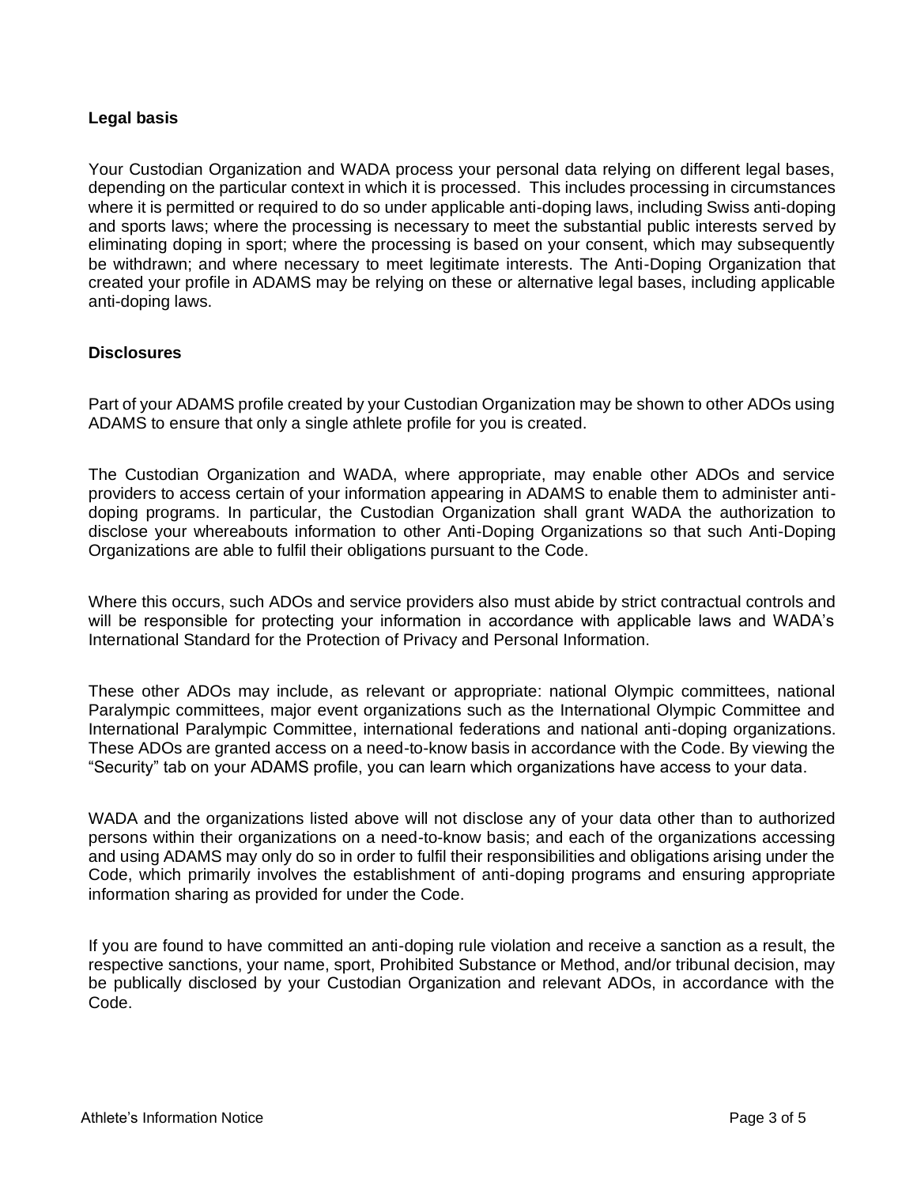### Legal basis

Your Custodian Organization and WADA process your personal data relying on different legal bases, depending on the particular context in which it is processed. This includes processing in circumstances where it is permitted or required to do so under applicable anti-doping laws, including Swiss anti-doping and sports laws; where the processing is necessary to meet the substantial public interests served by eliminating doping in sport; where the processing is based on your consent, which may subsequently be withdrawn; and where necessary to meet legitimate interests. The Anti-Doping Organization that created your profile in ADAMS may be relying on these or alternative legal bases, including applicable anti-doping laws.

### Disclosures

Part of your ADAMS profile created by your Custodian Organization may be shown to other ADOs using ADAMS to ensure that only a single athlete profile for you is created.

The Custodian Organization and WADA, where appropriate, may enable other ADOs and service providers to access certain of your information appearing in ADAMS to enable them to administer anti-doping programs. In particular, the Custodian Organization shall grant WADA the authorization to disclose your whereabouts information to other Anti-Doping Organizations so that such Anti-Doping Organizations are able to fulfil their obligations pursuant to the Code.

Where this occurs, such ADOs and service providers also must abide by strict contractual controls and will be responsible for protecting your information in accordance with applicable laws and WADA's International Standard for the Protection of Privacy and Personal Information.

These other ADOs may include, as relevant or appropriate: national Olympic committees, national Paralympic committees, major event organizations such as the International Olympic Committee and International Paralympic Committee, international federations and national anti-doping organizations. These ADOs are granted access on a need-to-know basis in accordance with the Code. By viewing the "Security" tab on your ADAMS profile, you can learn which organizations have access to your data.

WADA and the organizations listed above will not disclose any of your data other than to authorized persons within their organizations on a need-to-know basis; and each of the organizations accessing and using ADAMS may only do so in order to fulfil their responsibilities and obligations arising under the Code, which primarily involves the establishment of anti-doping programs and ensuring appropriate information sharing as provided for under the Code.

If you are found to have committed an anti-doping rule violation and receive a sanction as a result, the respective sanctions, your name, sport, Prohibited Substance or Method, and/or tribunal decision, may be publically disclosed by your Custodian Organization and relevant ADOs, in accordance with the Code.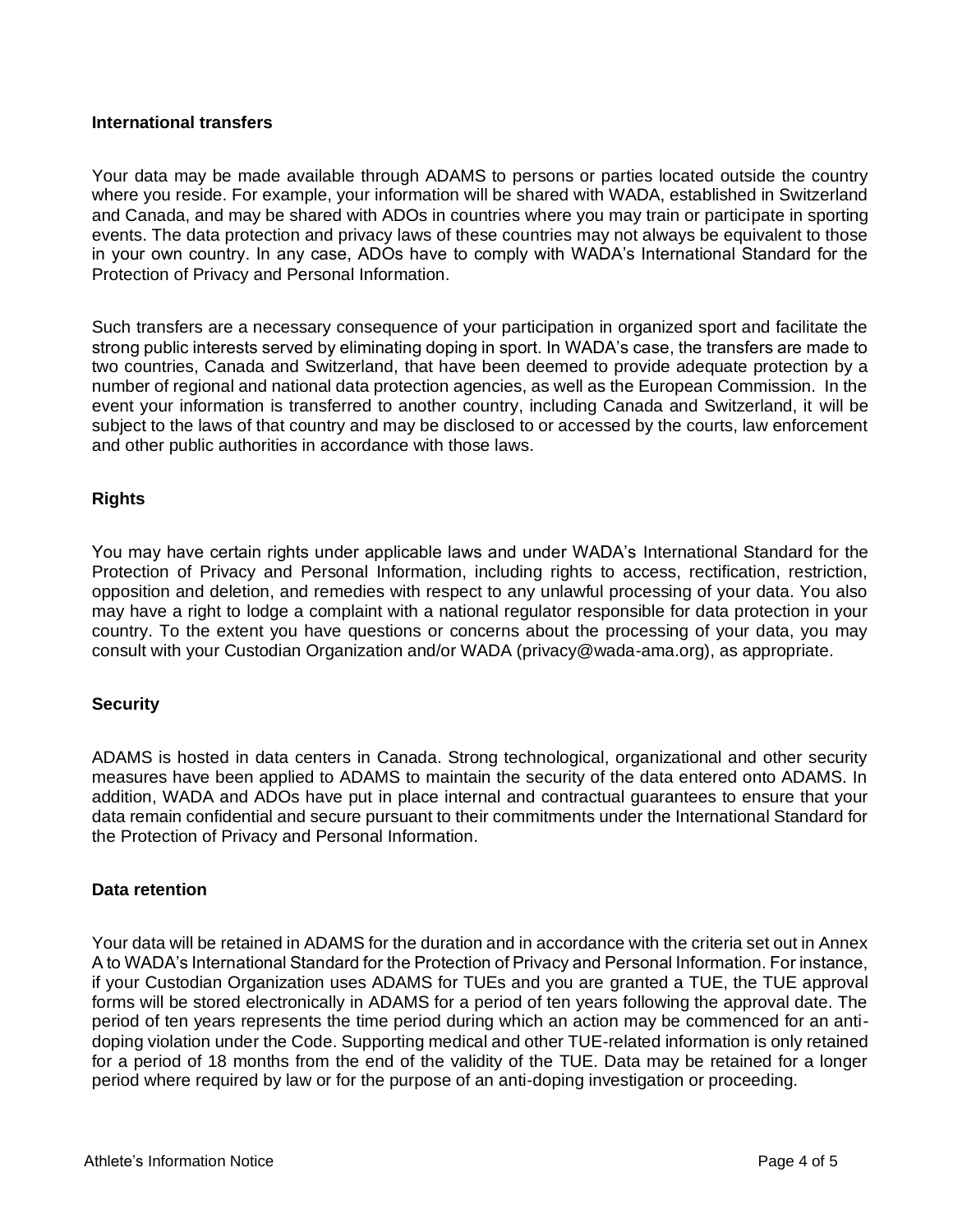## International transfers

Your data may be made available through ADAMS to persons or parties located outside the country where you reside. For example, your information will be shared with WADA, established in Switzerland and Canada, and may be shared with ADOs in countries where you may train or participate in sporting events. The data protection and privacy laws of these countries may not always be equivalent to those in your own country. In any case, ADOs have to comply with WADA's International Standard for the Protection of Privacy and Personal Information.

Such transfers are a necessary consequence of your participation in organized sport and facilitate the strong public interests served by eliminating doping in sport. In WADA's case, the transfers are made to two countries, Canada and Switzerland, that have been deemed to provide adequate protection by a number of regional and national data protection agencies, as well as the European Commission. In the event your information is transferred to another country, including Canada and Switzerland, it will be subject to the laws of that country and may be disclosed to or accessed by the courts, law enforcement and other public authorities in accordance with those laws.

## Rights

You may have certain rights under applicable laws and under WADA's International Standard for the Protection of Privacy and Personal Information, including rights to access, rectification, restriction, opposition and deletion, and remedies with respect to any unlawful processing of your data. You also may have a right to lodge a complaint with a national regulator responsible for data protection in your country. To the extent you have questions or concerns about the processing of your data, you may consult with your Custodian Organization and/or WADA (privacy@wada-ama.org), as appropriate.

## Security

ADAMS is hosted in data centers in Canada. Strong technological, organizational and other security measures have been applied to ADAMS to maintain the security of the data entered onto ADAMS. In addition, WADA and ADOs have put in place internal and contractual guarantees to ensure that your data remain confidential and secure pursuant to their commitments under the International Standard for the Protection of Privacy and Personal Information.

## Data retention

Your data will be retained in ADAMS for the duration and in accordance with the criteria set out in Annex A to WADA's International Standard for the Protection of Privacy and Personal Information. For instance, if your Custodian Organization uses ADAMS for TUEs and you are granted a TUE, the TUE approval forms will be stored electronically in ADAMS for a period of ten years following the approval date. The period of ten years represents the time period during which an action may be commenced for an anti-doping violation under the Code. Supporting medical and other TUE-related information is only retained for a period of 18 months from the end of the validity of the TUE. Data may be retained for a longer period where required by law or for the purpose of an anti-doping investigation or proceeding.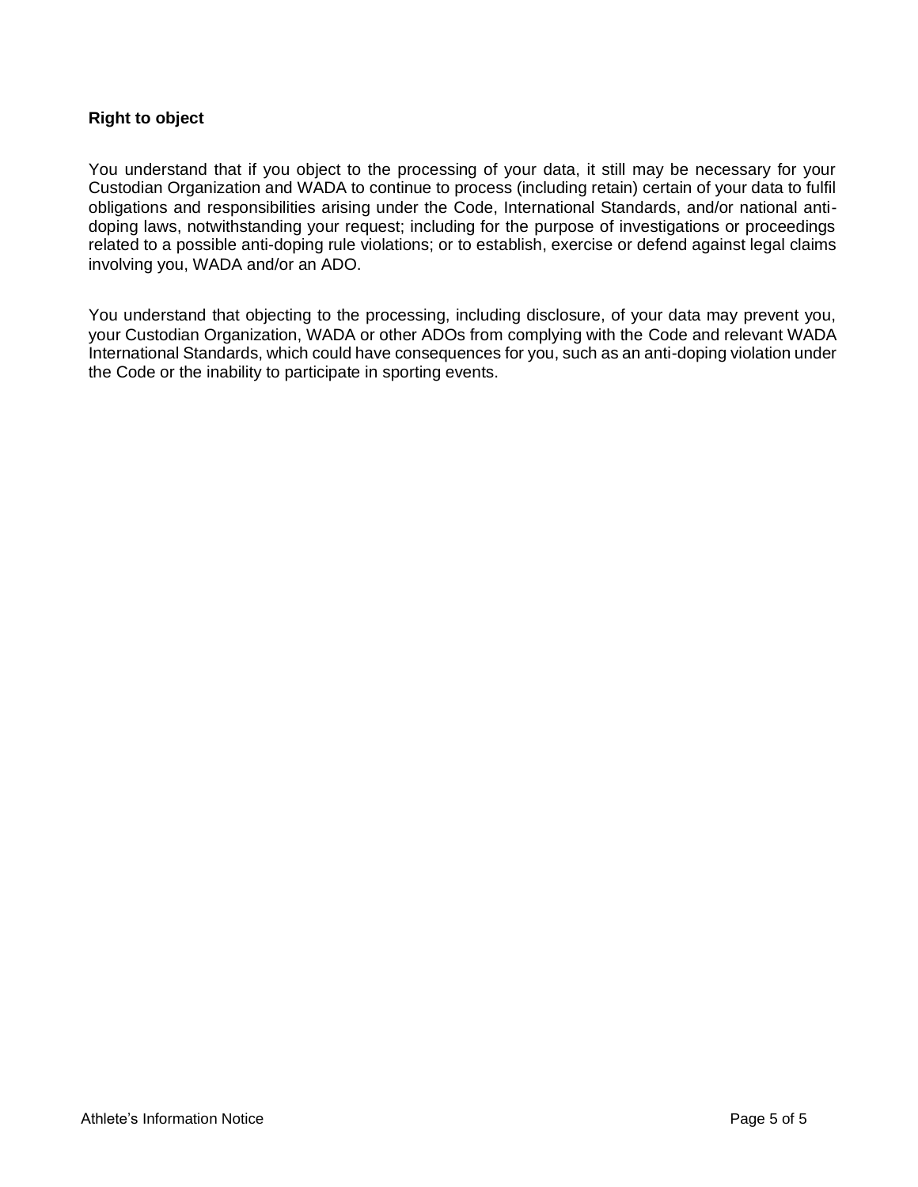**Right to object**

You understand that if you object to the processing of your data, it still may be necessary for your Custodian Organization and WADA to continue to process (including retain) certain of your data to fulfil obligations and responsibilities arising under the Code, International Standards, and/or national anti-doping laws, notwithstanding your request; including for the purpose of investigations or proceedings related to a possible anti-doping rule violations; or to establish, exercise or defend against legal claims involving you, WADA and/or an ADO.

You understand that objecting to the processing, including disclosure, of your data may prevent you, your Custodian Organization, WADA or other ADOs from complying with the Code and relevant WADA International Standards, which could have consequences for you, such as an anti-doping violation under the Code or the inability to participate in sporting events.